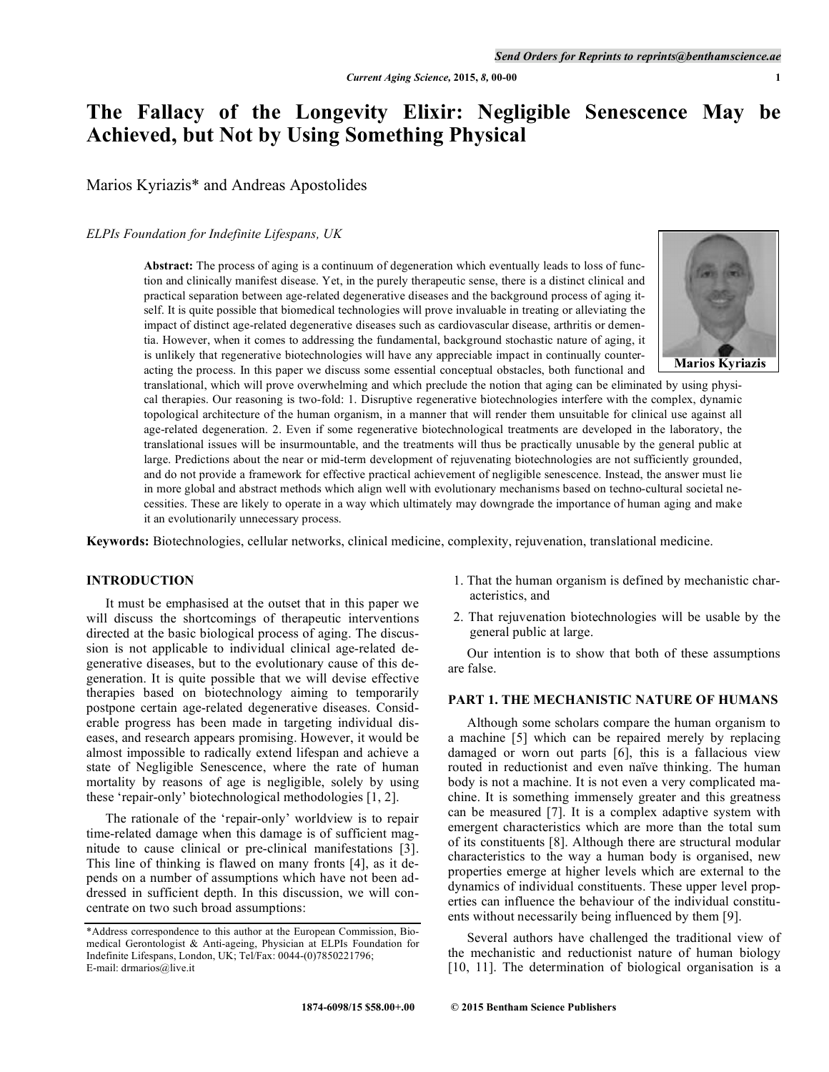# The Fallacy of the Longevity Elixir: Negligible Senescence May be Achieved, but Not by Using Something Physical

Marios Kyriazis* and Andreas Apostolides

*ELPIs Foundation for Indefinite Lifespans, UK*

Marios Kyriazis

**Abstract:** The process of aging is a continuum of degeneration which eventually leads to loss of function and clinically manifest disease. Yet, in the purely therapeutic sense, there is a distinct clinical and practical separation between age-related degenerative diseases and the background process of aging itself. It is quite possible that biomedical technologies will prove invaluable in treating or alleviating the impact of distinct age-related degenerative diseases such as cardiovascular disease, arthritis or dementia. However, when it comes to addressing the fundamental, background stochastic nature of aging, it is unlikely that regenerative biotechnologies will have any appreciable impact in continually counteracting the process. In this paper we discuss some essential conceptual obstacles, both functional and translational, which will prove overwhelming and which preclude the notion that aging can be eliminated by using physical therapies. Our reasoning is two-fold: 1. Disruptive regenerative biotechnologies interfere with the complex, dynamic topological architecture of the human organism, in a manner that will render them unsuitable for clinical use against all age-related degeneration. 2. Even if some regenerative biotechnological treatments are developed in the laboratory, the translational issues will be insurmountable, and the treatments will thus be practically unusable by the general public at large. Predictions about the near or mid-term development of rejuvenating biotechnologies are not sufficiently grounded, and do not provide a framework for effective practical achievement of negligible senescence. Instead, the answer must lie in more global and abstract methods which align well with evolutionary mechanisms based on techno-cultural societal necessities. These are likely to operate in a way which ultimately may downgrade the importance of human aging and make it an evolutionarily unnecessary process.

**Keywords:** Biotechnologies, cellular networks, clinical medicine, complexity, rejuvenation, translational medicine.

## INTRODUCTION

It must be emphasised at the outset that in this paper we will discuss the shortcomings of therapeutic interventions directed at the basic biological process of aging. The discussion is not applicable to individual clinical age-related degenerative diseases, but to the evolutionary cause of this degeneration. It is quite possible that we will devise effective therapies based on biotechnology aiming to temporarily postpone certain age-related degenerative diseases. Considerable progress has been made in targeting individual diseases, and research appears promising. However, it would be almost impossible to radically extend lifespan and achieve a state of Negligible Senescence, where the rate of human mortality by reasons of age is negligible, solely by using these 'repair-only' biotechnological methodologies [1, 2].

The rationale of the 'repair-only' worldview is to repair time-related damage when this damage is of sufficient magnitude to cause clinical or pre-clinical manifestations [3]. This line of thinking is flawed on many fronts [4], as it depends on a number of assumptions which have not been addressed in sufficient depth. In this discussion, we will concentrate on two such broad assumptions:

1. That the human organism is defined by mechanistic characteristics, and
2. That rejuvenation biotechnologies will be usable by the general public at large.

Our intention is to show that both of these assumptions are false.

## PART 1. THE MECHANISTIC NATURE OF HUMANS

Although some scholars compare the human organism to a machine [5] which can be repaired merely by replacing damaged or worn out parts [6], this is a fallacious view routed in reductionist and even naïve thinking. The human body is not a machine. It is not even a very complicated machine. It is something immensely greater and this greatness can be measured [7]. It is a complex adaptive system with emergent characteristics which are more than the total sum of its constituents [8]. Although there are structural modular characteristics to the way a human body is organised, new properties emerge at higher levels which are external to the dynamics of individual constituents. These upper level properties can influence the behaviour of the individual constituents without necessarily being influenced by them [9].

Several authors have challenged the traditional view of the mechanistic and reductionist nature of human biology [10, 11]. The determination of biological organisation is a

*Address correspondence to this author at the European Commission, Biomedical Gerontologist & Anti-ageing, Physician at ELPIs Foundation for Indefinite Lifespans, London, UK; Tel/Fax: 0044-(0)7850221796; E-mail: drmarios@live.it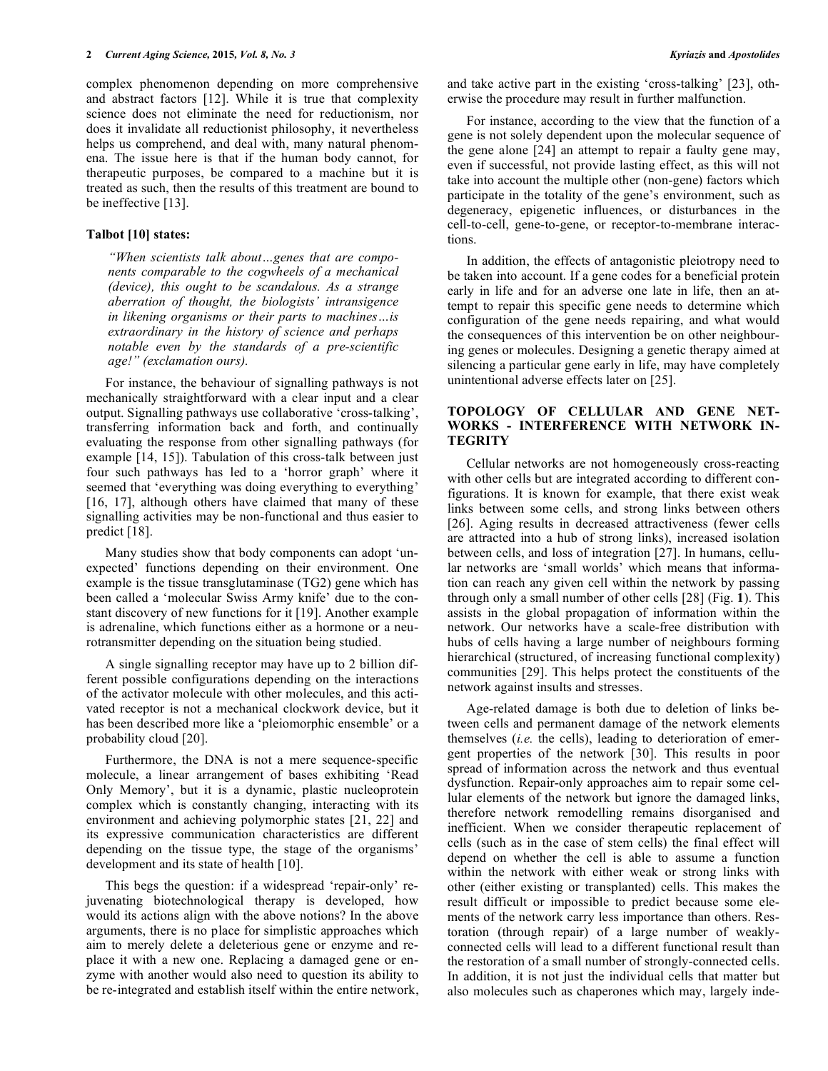complex phenomenon depending on more comprehensive and abstract factors [12]. While it is true that complexity science does not eliminate the need for reductionism, nor does it invalidate all reductionist philosophy, it nevertheless helps us comprehend, and deal with, many natural phenomena. The issue here is that if the human body cannot, for therapeutic purposes, be compared to a machine but it is treated as such, then the results of this treatment are bound to be ineffective [13].

**Talbot [10] states:**

> *"When scientists talk about…genes that are components comparable to the cogwheels of a mechanical (device), this ought to be scandalous. As a strange aberration of thought, the biologists' intransigence in likening organisms or their parts to machines…is extraordinary in the history of science and perhaps notable even by the standards of a pre-scientific age!" (exclamation ours).*

For instance, the behaviour of signalling pathways is not mechanically straightforward with a clear input and a clear output. Signalling pathways use collaborative 'cross-talking', transferring information back and forth, and continually evaluating the response from other signalling pathways (for example [14, 15]). Tabulation of this cross-talk between just four such pathways has led to a 'horror graph' where it seemed that 'everything was doing everything to everything' [16, 17], although others have claimed that many of these signalling activities may be non-functional and thus easier to predict [18].

Many studies show that body components can adopt 'unexpected' functions depending on their environment. One example is the tissue transglutaminase (TG2) gene which has been called a 'molecular Swiss Army knife' due to the constant discovery of new functions for it [19]. Another example is adrenaline, which functions either as a hormone or a neurotransmitter depending on the situation being studied.

A single signalling receptor may have up to 2 billion different possible configurations depending on the interactions of the activator molecule with other molecules, and this activated receptor is not a mechanical clockwork device, but it has been described more like a 'pleiomorphic ensemble' or a probability cloud [20].

Furthermore, the DNA is not a mere sequence-specific molecule, a linear arrangement of bases exhibiting 'Read Only Memory', but it is a dynamic, plastic nucleoprotein complex which is constantly changing, interacting with its environment and achieving polymorphic states [21, 22] and its expressive communication characteristics are different depending on the tissue type, the stage of the organisms' development and its state of health [10].

This begs the question: if a widespread 'repair-only' rejuvenating biotechnological therapy is developed, how would its actions align with the above notions? In the above arguments, there is no place for simplistic approaches which aim to merely delete a deleterious gene or enzyme and replace it with a new one. Replacing a damaged gene or enzyme with another would also need to question its ability to be re-integrated and establish itself within the entire network, and take active part in the existing 'cross-talking' [23], otherwise the procedure may result in further malfunction.

For instance, according to the view that the function of a gene is not solely dependent upon the molecular sequence of the gene alone [24] an attempt to repair a faulty gene may, even if successful, not provide lasting effect, as this will not take into account the multiple other (non-gene) factors which participate in the totality of the gene's environment, such as degeneracy, epigenetic influences, or disturbances in the cell-to-cell, gene-to-gene, or receptor-to-membrane interactions.

In addition, the effects of antagonistic pleiotropy need to be taken into account. If a gene codes for a beneficial protein early in life and for an adverse one late in life, then an attempt to repair this specific gene needs to determine which configuration of the gene needs repairing, and what would the consequences of this intervention be on other neighbouring genes or molecules. Designing a genetic therapy aimed at silencing a particular gene early in life, may have completely unintentional adverse effects later on [25].

## TOPOLOGY OF CELLULAR AND GENE NETWORKS - INTERFERENCE WITH NETWORK INTEGRITY

Cellular networks are not homogeneously cross-reacting with other cells but are integrated according to different configurations. It is known for example, that there exist weak links between some cells, and strong links between others [26]. Aging results in decreased attractiveness (fewer cells are attracted into a hub of strong links), increased isolation between cells, and loss of integration [27]. In humans, cellular networks are 'small worlds' which means that information can reach any given cell within the network by passing through only a small number of other cells [28] (Fig. **1**). This assists in the global propagation of information within the network. Our networks have a scale-free distribution with hubs of cells having a large number of neighbours forming hierarchical (structured, of increasing functional complexity) communities [29]. This helps protect the constituents of the network against insults and stresses.

Age-related damage is both due to deletion of links between cells and permanent damage of the network elements themselves (*i.e.* the cells), leading to deterioration of emergent properties of the network [30]. This results in poor spread of information across the network and thus eventual dysfunction. Repair-only approaches aim to repair some cellular elements of the network but ignore the damaged links, therefore network remodelling remains disorganised and inefficient. When we consider therapeutic replacement of cells (such as in the case of stem cells) the final effect will depend on whether the cell is able to assume a function within the network with either weak or strong links with other (either existing or transplanted) cells. This makes the result difficult or impossible to predict because some elements of the network carry less importance than others. Restoration (through repair) of a large number of weakly-connected cells will lead to a different functional result than the restoration of a small number of strongly-connected cells. In addition, it is not just the individual cells that matter but also molecules such as chaperones which may, largely inde-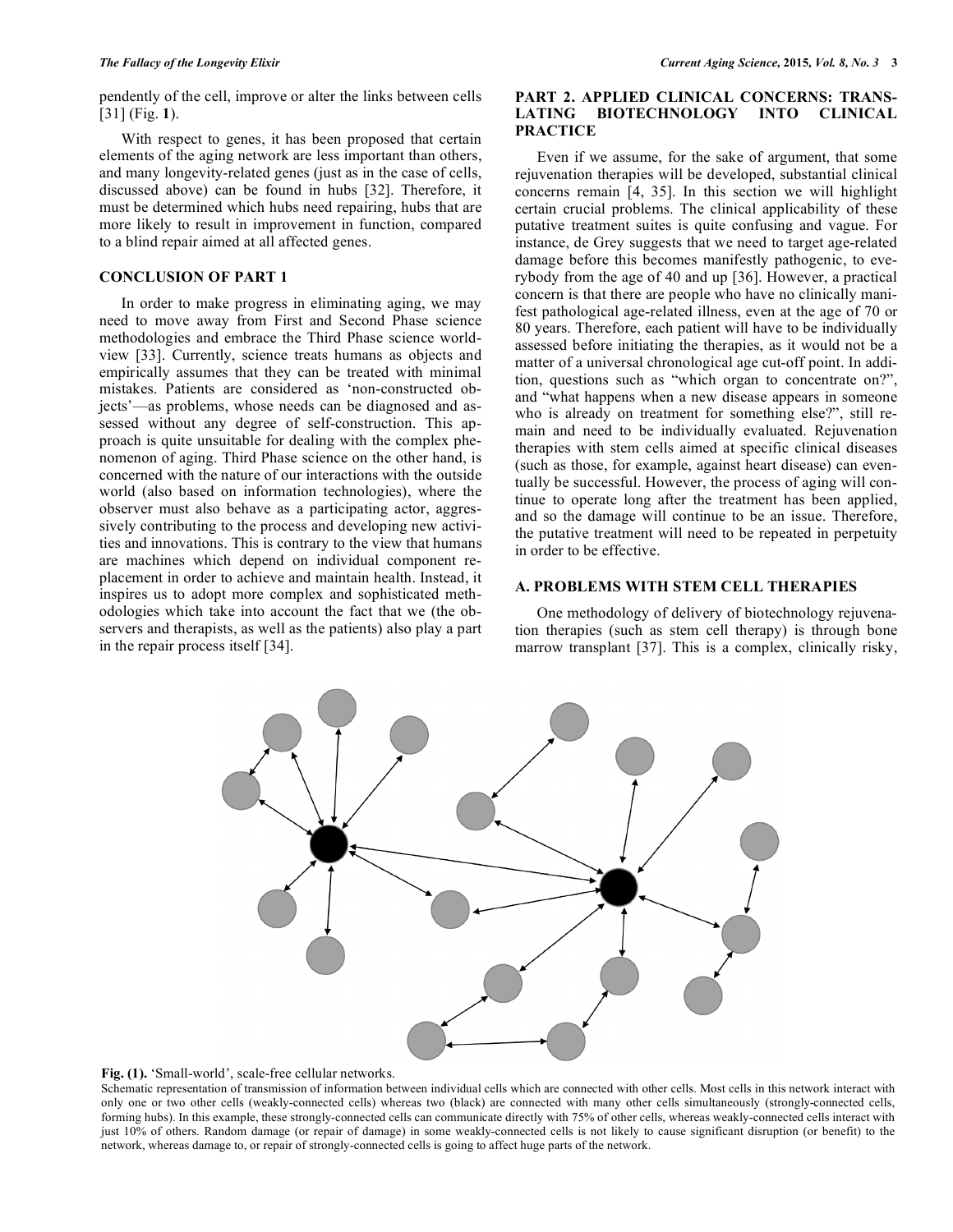pendently of the cell, improve or alter the links between cells [31] (Fig. **1**).

With respect to genes, it has been proposed that certain elements of the aging network are less important than others, and many longevity-related genes (just as in the case of cells, discussed above) can be found in hubs [32]. Therefore, it must be determined which hubs need repairing, hubs that are more likely to result in improvement in function, compared to a blind repair aimed at all affected genes.

## CONCLUSION OF PART 1

In order to make progress in eliminating aging, we may need to move away from First and Second Phase science methodologies and embrace the Third Phase science worldview [33]. Currently, science treats humans as objects and empirically assumes that they can be treated with minimal mistakes. Patients are considered as 'non-constructed objects'—as problems, whose needs can be diagnosed and assessed without any degree of self-construction. This approach is quite unsuitable for dealing with the complex phenomenon of aging. Third Phase science on the other hand, is concerned with the nature of our interactions with the outside world (also based on information technologies), where the observer must also behave as a participating actor, aggressively contributing to the process and developing new activities and innovations. This is contrary to the view that humans are machines which depend on individual component replacement in order to achieve and maintain health. Instead, it inspires us to adopt more complex and sophisticated methodologies which take into account the fact that we (the observers and therapists, as well as the patients) also play a part in the repair process itself [34].

## PART 2. APPLIED CLINICAL CONCERNS: TRANSLATING BIOTECHNOLOGY INTO CLINICAL PRACTICE

Even if we assume, for the sake of argument, that some rejuvenation therapies will be developed, substantial clinical concerns remain [4, 35]. In this section we will highlight certain crucial problems. The clinical applicability of these putative treatment suites is quite confusing and vague. For instance, de Grey suggests that we need to target age-related damage before this becomes manifestly pathogenic, to everybody from the age of 40 and up [36]. However, a practical concern is that there are people who have no clinically manifest pathological age-related illness, even at the age of 70 or 80 years. Therefore, each patient will have to be individually assessed before initiating the therapies, as it would not be a matter of a universal chronological age cut-off point. In addition, questions such as "which organ to concentrate on?", and "what happens when a new disease appears in someone who is already on treatment for something else?", still remain and need to be individually evaluated. Rejuvenation therapies with stem cells aimed at specific clinical diseases (such as those, for example, against heart disease) can eventually be successful. However, the process of aging will continue to operate long after the treatment has been applied, and so the damage will continue to be an issue. Therefore, the putative treatment will need to be repeated in perpetuity in order to be effective.

### A. PROBLEMS WITH STEM CELL THERAPIES

One methodology of delivery of biotechnology rejuvenation therapies (such as stem cell therapy) is through bone marrow transplant [37]. This is a complex, clinically risky,

**Fig. (1).** 'Small-world', scale-free cellular networks.

Schematic representation of transmission of information between individual cells which are connected with other cells. Most cells in this network interact with only one or two other cells (weakly-connected cells) whereas two (black) are connected with many other cells simultaneously (strongly-connected cells, forming hubs). In this example, these strongly-connected cells can communicate directly with 75% of other cells, whereas weakly-connected cells interact with just 10% of others. Random damage (or repair of damage) in some weakly-connected cells is not likely to cause significant disruption (or benefit) to the network, whereas damage to, or repair of strongly-connected cells is going to affect huge parts of the network.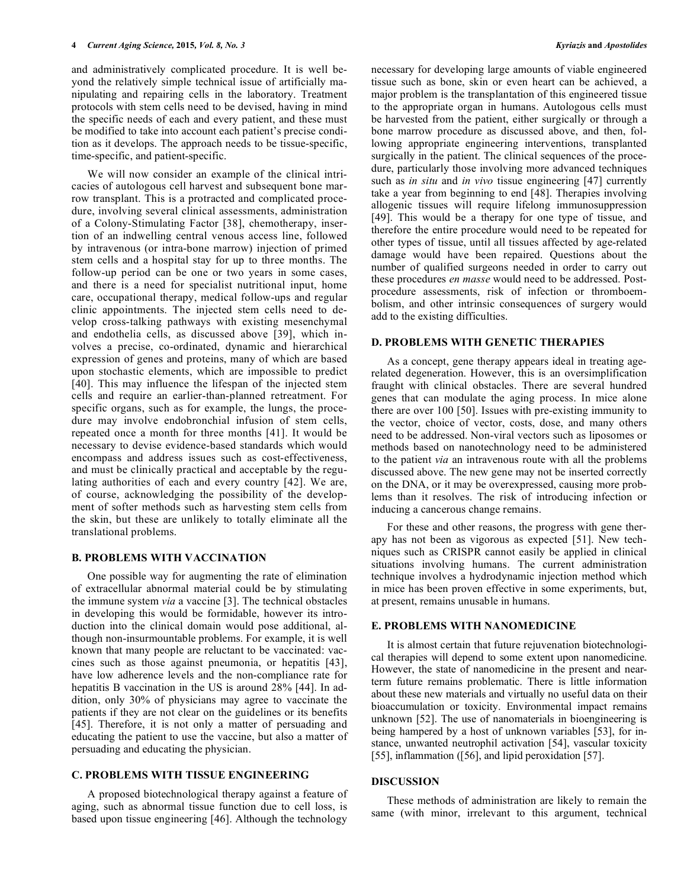and administratively complicated procedure. It is well beyond the relatively simple technical issue of artificially manipulating and repairing cells in the laboratory. Treatment protocols with stem cells need to be devised, having in mind the specific needs of each and every patient, and these must be modified to take into account each patient's precise condition as it develops. The approach needs to be tissue-specific, time-specific, and patient-specific.

We will now consider an example of the clinical intricacies of autologous cell harvest and subsequent bone marrow transplant. This is a protracted and complicated procedure, involving several clinical assessments, administration of a Colony-Stimulating Factor [38], chemotherapy, insertion of an indwelling central venous access line, followed by intravenous (or intra-bone marrow) injection of primed stem cells and a hospital stay for up to three months. The follow-up period can be one or two years in some cases, and there is a need for specialist nutritional input, home care, occupational therapy, medical follow-ups and regular clinic appointments. The injected stem cells need to develop cross-talking pathways with existing mesenchymal and endothelia cells, as discussed above [39], which involves a precise, co-ordinated, dynamic and hierarchical expression of genes and proteins, many of which are based upon stochastic elements, which are impossible to predict [40]. This may influence the lifespan of the injected stem cells and require an earlier-than-planned retreatment. For specific organs, such as for example, the lungs, the procedure may involve endobronchial infusion of stem cells, repeated once a month for three months [41]. It would be necessary to devise evidence-based standards which would encompass and address issues such as cost-effectiveness, and must be clinically practical and acceptable by the regulating authorities of each and every country [42]. We are, of course, acknowledging the possibility of the development of softer methods such as harvesting stem cells from the skin, but these are unlikely to totally eliminate all the translational problems.

## B. PROBLEMS WITH VACCINATION

One possible way for augmenting the rate of elimination of extracellular abnormal material could be by stimulating the immune system *via* a vaccine [3]. The technical obstacles in developing this would be formidable, however its introduction into the clinical domain would pose additional, although non-insurmountable problems. For example, it is well known that many people are reluctant to be vaccinated: vaccines such as those against pneumonia, or hepatitis [43], have low adherence levels and the non-compliance rate for hepatitis B vaccination in the US is around 28% [44]. In addition, only 30% of physicians may agree to vaccinate the patients if they are not clear on the guidelines or its benefits [45]. Therefore, it is not only a matter of persuading and educating the patient to use the vaccine, but also a matter of persuading and educating the physician.

## C. PROBLEMS WITH TISSUE ENGINEERING

A proposed biotechnological therapy against a feature of aging, such as abnormal tissue function due to cell loss, is based upon tissue engineering [46]. Although the technology necessary for developing large amounts of viable engineered tissue such as bone, skin or even heart can be achieved, a major problem is the transplantation of this engineered tissue to the appropriate organ in humans. Autologous cells must be harvested from the patient, either surgically or through a bone marrow procedure as discussed above, and then, following appropriate engineering interventions, transplanted surgically in the patient. The clinical sequences of the procedure, particularly those involving more advanced techniques such as *in situ* and *in vivo* tissue engineering [47] currently take a year from beginning to end [48]. Therapies involving allogenic tissues will require lifelong immunosuppression [49]. This would be a therapy for one type of tissue, and therefore the entire procedure would need to be repeated for other types of tissue, until all tissues affected by age-related damage would have been repaired. Questions about the number of qualified surgeons needed in order to carry out these procedures *en masse* would need to be addressed. Post-procedure assessments, risk of infection or thromboembolism, and other intrinsic consequences of surgery would add to the existing difficulties.

## D. PROBLEMS WITH GENETIC THERAPIES

As a concept, gene therapy appears ideal in treating age-related degeneration. However, this is an oversimplification fraught with clinical obstacles. There are several hundred genes that can modulate the aging process. In mice alone there are over 100 [50]. Issues with pre-existing immunity to the vector, choice of vector, costs, dose, and many others need to be addressed. Non-viral vectors such as liposomes or methods based on nanotechnology need to be administered to the patient *via* an intravenous route with all the problems discussed above. The new gene may not be inserted correctly on the DNA, or it may be overexpressed, causing more problems than it resolves. The risk of introducing infection or inducing a cancerous change remains.

For these and other reasons, the progress with gene therapy has not been as vigorous as expected [51]. New techniques such as CRISPR cannot easily be applied in clinical situations involving humans. The current administration technique involves a hydrodynamic injection method which in mice has been proven effective in some experiments, but, at present, remains unusable in humans.

## E. PROBLEMS WITH NANOMEDICINE

It is almost certain that future rejuvenation biotechnological therapies will depend to some extent upon nanomedicine. However, the state of nanomedicine in the present and near-term future remains problematic. There is little information about these new materials and virtually no useful data on their bioaccumulation or toxicity. Environmental impact remains unknown [52]. The use of nanomaterials in bioengineering is being hampered by a host of unknown variables [53], for instance, unwanted neutrophil activation [54], vascular toxicity [55], inflammation ([56], and lipid peroxidation [57].

## DISCUSSION

These methods of administration are likely to remain the same (with minor, irrelevant to this argument, technical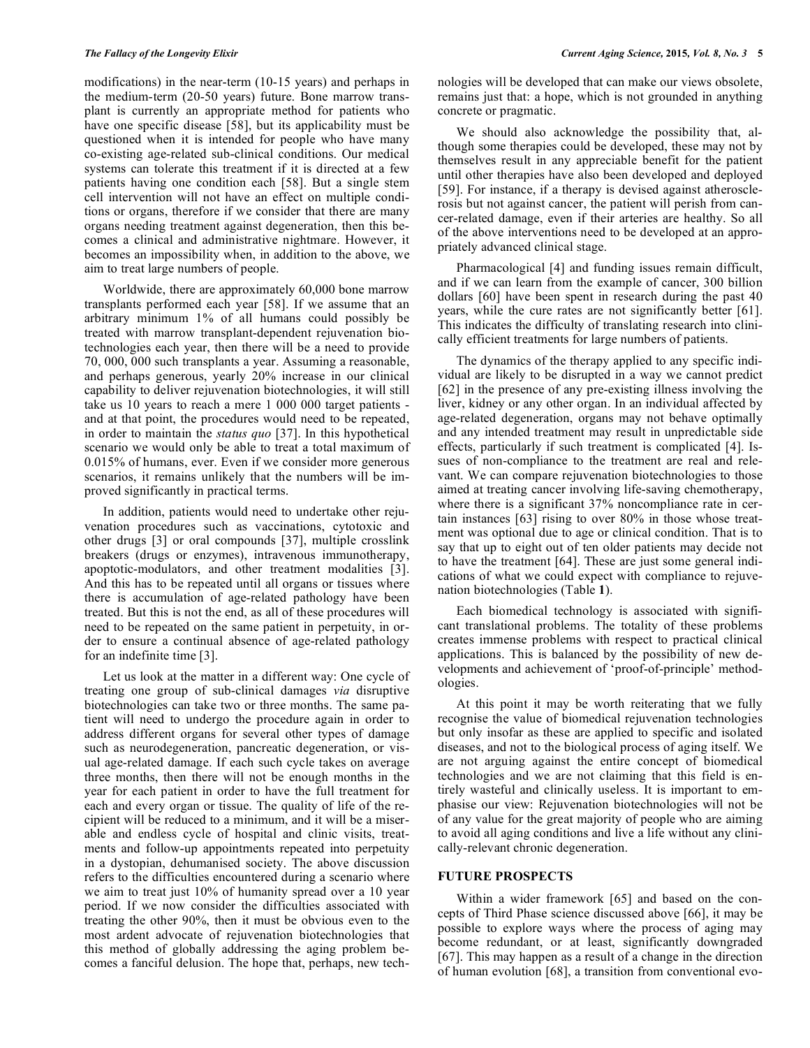modifications) in the near-term (10-15 years) and perhaps in the medium-term (20-50 years) future. Bone marrow transplant is currently an appropriate method for patients who have one specific disease [58], but its applicability must be questioned when it is intended for people who have many co-existing age-related sub-clinical conditions. Our medical systems can tolerate this treatment if it is directed at a few patients having one condition each [58]. But a single stem cell intervention will not have an effect on multiple conditions or organs, therefore if we consider that there are many organs needing treatment against degeneration, then this becomes a clinical and administrative nightmare. However, it becomes an impossibility when, in addition to the above, we aim to treat large numbers of people.

Worldwide, there are approximately 60,000 bone marrow transplants performed each year [58]. If we assume that an arbitrary minimum 1% of all humans could possibly be treated with marrow transplant-dependent rejuvenation biotechnologies each year, then there will be a need to provide 70, 000, 000 such transplants a year. Assuming a reasonable, and perhaps generous, yearly 20% increase in our clinical capability to deliver rejuvenation biotechnologies, it will still take us 10 years to reach a mere 1 000 000 target patients - and at that point, the procedures would need to be repeated, in order to maintain the *status quo* [37]. In this hypothetical scenario we would only be able to treat a total maximum of 0.015% of humans, ever. Even if we consider more generous scenarios, it remains unlikely that the numbers will be improved significantly in practical terms.

In addition, patients would need to undertake other rejuvenation procedures such as vaccinations, cytotoxic and other drugs [3] or oral compounds [37], multiple crosslink breakers (drugs or enzymes), intravenous immunotherapy, apoptotic-modulators, and other treatment modalities [3]. And this has to be repeated until all organs or tissues where there is accumulation of age-related pathology have been treated. But this is not the end, as all of these procedures will need to be repeated on the same patient in perpetuity, in order to ensure a continual absence of age-related pathology for an indefinite time [3].

Let us look at the matter in a different way: One cycle of treating one group of sub-clinical damages *via* disruptive biotechnologies can take two or three months. The same patient will need to undergo the procedure again in order to address different organs for several other types of damage such as neurodegeneration, pancreatic degeneration, or visual age-related damage. If each such cycle takes on average three months, then there will not be enough months in the year for each patient in order to have the full treatment for each and every organ or tissue. The quality of life of the recipient will be reduced to a minimum, and it will be a miserable and endless cycle of hospital and clinic visits, treatments and follow-up appointments repeated into perpetuity in a dystopian, dehumanised society. The above discussion refers to the difficulties encountered during a scenario where we aim to treat just 10% of humanity spread over a 10 year period. If we now consider the difficulties associated with treating the other 90%, then it must be obvious even to the most ardent advocate of rejuvenation biotechnologies that this method of globally addressing the aging problem becomes a fanciful delusion. The hope that, perhaps, new technologies will be developed that can make our views obsolete, remains just that: a hope, which is not grounded in anything concrete or pragmatic.

We should also acknowledge the possibility that, although some therapies could be developed, these may not by themselves result in any appreciable benefit for the patient until other therapies have also been developed and deployed [59]. For instance, if a therapy is devised against atherosclerosis but not against cancer, the patient will perish from cancer-related damage, even if their arteries are healthy. So all of the above interventions need to be developed at an appropriately advanced clinical stage.

Pharmacological [4] and funding issues remain difficult, and if we can learn from the example of cancer, 300 billion dollars [60] have been spent in research during the past 40 years, while the cure rates are not significantly better [61]. This indicates the difficulty of translating research into clinically efficient treatments for large numbers of patients.

The dynamics of the therapy applied to any specific individual are likely to be disrupted in a way we cannot predict [62] in the presence of any pre-existing illness involving the liver, kidney or any other organ. In an individual affected by age-related degeneration, organs may not behave optimally and any intended treatment may result in unpredictable side effects, particularly if such treatment is complicated [4]. Issues of non-compliance to the treatment are real and relevant. We can compare rejuvenation biotechnologies to those aimed at treating cancer involving life-saving chemotherapy, where there is a significant 37% noncompliance rate in certain instances [63] rising to over 80% in those whose treatment was optional due to age or clinical condition. That is to say that up to eight out of ten older patients may decide not to have the treatment [64]. These are just some general indications of what we could expect with compliance to rejuvenation biotechnologies (Table **1**).

Each biomedical technology is associated with significant translational problems. The totality of these problems creates immense problems with respect to practical clinical applications. This is balanced by the possibility of new developments and achievement of 'proof-of-principle' methodologies.

At this point it may be worth reiterating that we fully recognise the value of biomedical rejuvenation technologies but only insofar as these are applied to specific and isolated diseases, and not to the biological process of aging itself. We are not arguing against the entire concept of biomedical technologies and we are not claiming that this field is entirely wasteful and clinically useless. It is important to emphasise our view: Rejuvenation biotechnologies will not be of any value for the great majority of people who are aiming to avoid all aging conditions and live a life without any clinically-relevant chronic degeneration.

## FUTURE PROSPECTS

Within a wider framework [65] and based on the concepts of Third Phase science discussed above [66], it may be possible to explore ways where the process of aging may become redundant, or at least, significantly downgraded [67]. This may happen as a result of a change in the direction of human evolution [68], a transition from conventional evo-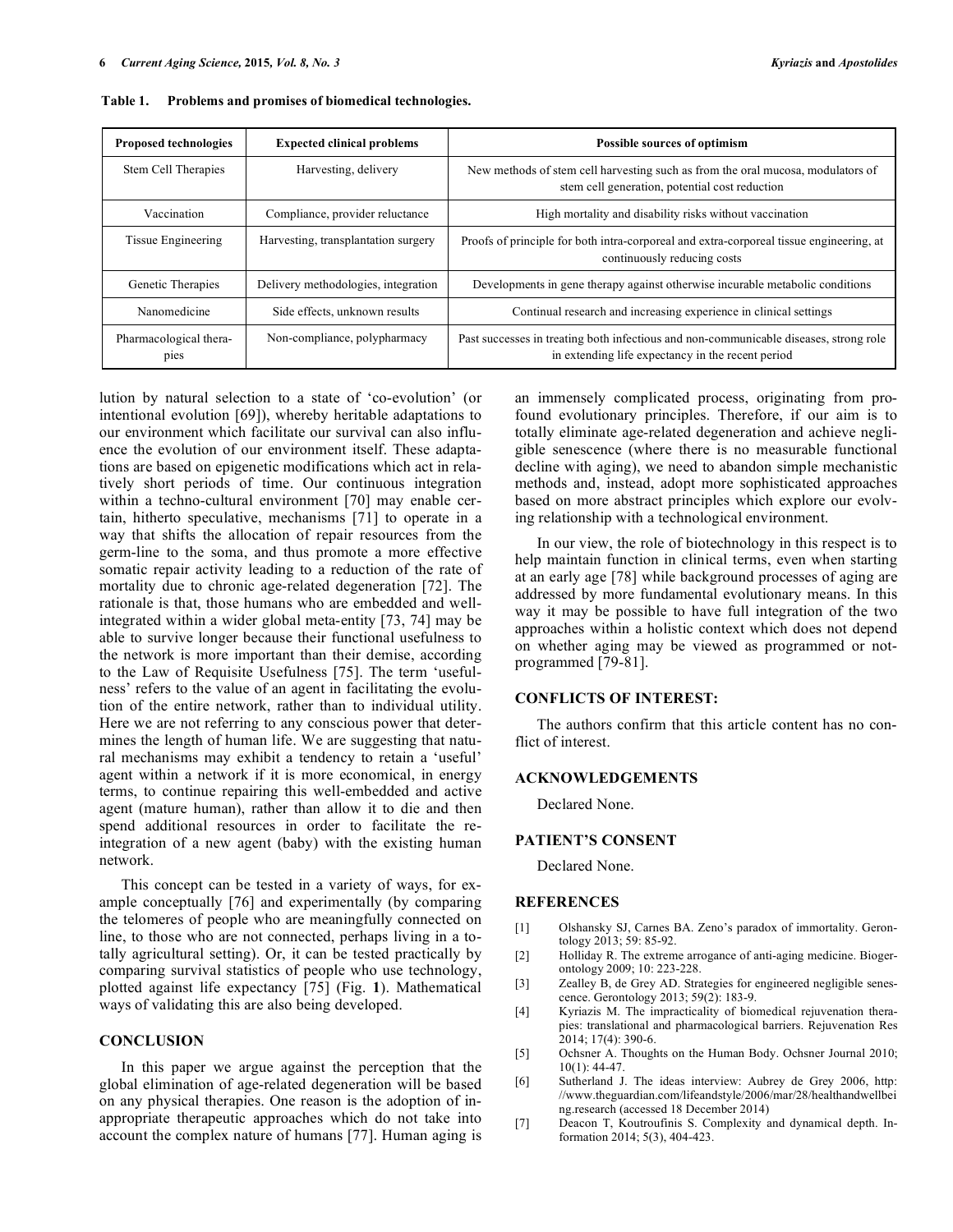**Table 1. Problems and promises of biomedical technologies.**

| Proposed technologies | Expected clinical problems | Possible sources of optimism |
|---|---|---|
| Stem Cell Therapies | Harvesting, delivery | New methods of stem cell harvesting such as from the oral mucosa, modulators of stem cell generation, potential cost reduction |
| Vaccination | Compliance, provider reluctance | High mortality and disability risks without vaccination |
| Tissue Engineering | Harvesting, transplantation surgery | Proofs of principle for both intra-corporeal and extra-corporeal tissue engineering, at continuously reducing costs |
| Genetic Therapies | Delivery methodologies, integration | Developments in gene therapy against otherwise incurable metabolic conditions |
| Nanomedicine | Side effects, unknown results | Continual research and increasing experience in clinical settings |
| Pharmacological therapies | Non-compliance, polypharmacy | Past successes in treating both infectious and non-communicable diseases, strong role in extending life expectancy in the recent period |

lution by natural selection to a state of 'co-evolution' (or intentional evolution [69]), whereby heritable adaptations to our environment which facilitate our survival can also influence the evolution of our environment itself. These adaptations are based on epigenetic modifications which act in relatively short periods of time. Our continuous integration within a techno-cultural environment [70] may enable certain, hitherto speculative, mechanisms [71] to operate in a way that shifts the allocation of repair resources from the germ-line to the soma, and thus promote a more effective somatic repair activity leading to a reduction of the rate of mortality due to chronic age-related degeneration [72]. The rationale is that, those humans who are embedded and well-integrated within a wider global meta-entity [73, 74] may be able to survive longer because their functional usefulness to the network is more important than their demise, according to the Law of Requisite Usefulness [75]. The term 'usefulness' refers to the value of an agent in facilitating the evolution of the entire network, rather than to individual utility. Here we are not referring to any conscious power that determines the length of human life. We are suggesting that natural mechanisms may exhibit a tendency to retain a 'useful' agent within a network if it is more economical, in energy terms, to continue repairing this well-embedded and active agent (mature human), rather than allow it to die and then spend additional resources in order to facilitate the re-integration of a new agent (baby) with the existing human network.

This concept can be tested in a variety of ways, for example conceptually [76] and experimentally (by comparing the telomeres of people who are meaningfully connected on line, to those who are not connected, perhaps living in a totally agricultural setting). Or, it can be tested practically by comparing survival statistics of people who use technology, plotted against life expectancy [75] (Fig. **1**). Mathematical ways of validating this are also being developed.

## CONCLUSION

In this paper we argue against the perception that the global elimination of age-related degeneration will be based on any physical therapies. One reason is the adoption of inappropriate therapeutic approaches which do not take into account the complex nature of humans [77]. Human aging is an immensely complicated process, originating from profound evolutionary principles. Therefore, if our aim is to totally eliminate age-related degeneration and achieve negligible senescence (where there is no measurable functional decline with aging), we need to abandon simple mechanistic methods and, instead, adopt more sophisticated approaches based on more abstract principles which explore our evolving relationship with a technological environment.

In our view, the role of biotechnology in this respect is to help maintain function in clinical terms, even when starting at an early age [78] while background processes of aging are addressed by more fundamental evolutionary means. In this way it may be possible to have full integration of the two approaches within a holistic context which does not depend on whether aging may be viewed as programmed or not-programmed [79-81].

## CONFLICTS OF INTEREST:

The authors confirm that this article content has no conflict of interest.

## ACKNOWLEDGEMENTS

Declared None.

## PATIENT'S CONSENT

Declared None.

## REFERENCES

[1] Olshansky SJ, Carnes BA. Zeno's paradox of immortality. Gerontology 2013; 59: 85-92.

[2] Holliday R. The extreme arrogance of anti-aging medicine. Biogerontology 2009; 10: 223-228.

[3] Zealley B, de Grey AD. Strategies for engineered negligible senescence. Gerontology 2013; 59(2): 183-9.

[4] Kyriazis M. The impracticality of biomedical rejuvenation therapies: translational and pharmacological barriers. Rejuvenation Res 2014; 17(4): 390-6.

[5] Ochsner A. Thoughts on the Human Body. Ochsner Journal 2010; 10(1): 44-47.

[6] Sutherland J. The ideas interview: Aubrey de Grey 2006, http://www.theguardian.com/lifeandstyle/2006/mar/28/healthandwellbeing.research (accessed 18 December 2014)

[7] Deacon T, Koutroufinis S. Complexity and dynamical depth. Information 2014; 5(3), 404-423.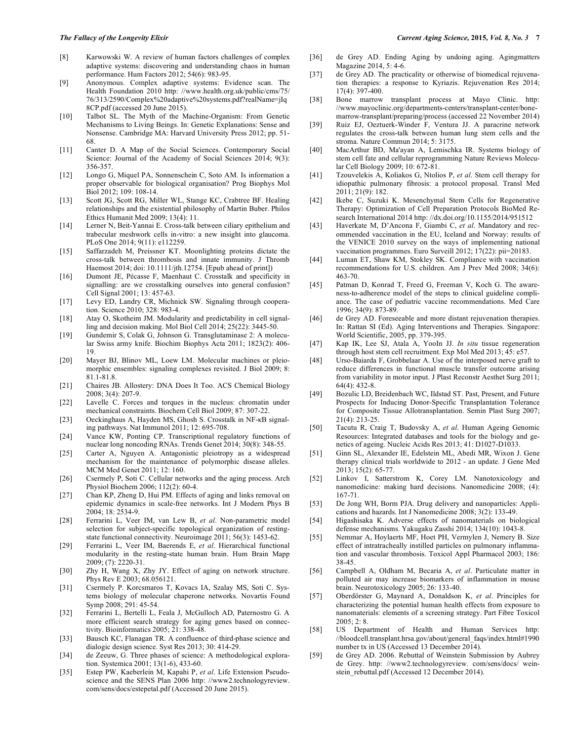[8] Karwowski W. A review of human factors challenges of complex adaptive systems: discovering and understanding chaos in human performance. Hum Factors 2012; 54(6): 983-95.

[9] Anonymous. Complex adaptive systems: Evidence scan. The Health Foundation 2010 http: //www.health.org.uk/public/cms/75/76/313/2590/Complex%20adaptive%20systems.pdf?realName=jIq8CP.pdf (accessed 20 June 2015).

[10] Talbot SL. The Myth of the Machine-Organism: From Genetic Mechanisms to Living Beings. In: Genetic Explanations: Sense and Nonsense. Cambridge MA: Harvard University Press 2012; pp. 51-68.

[11] Canter D. A Map of the Social Sciences. Contemporary Social Science: Journal of the Academy of Social Sciences 2014; 9(3): 356-357.

[12] Longo G, Miquel PA, Sonnenschein C, Soto AM. Is information a proper observable for biological organisation? Prog Biophys Mol Biol 2012; 109: 108-14.

[13] Scott JG, Scott RG, Miller WL, Stange KC, Crabtree BF. Healing relationships and the existential philosophy of Martin Buber. Philos Ethics Humanit Med 2009; 13(4): 11.

[14] Lerner N, Beit-Yannai E. Cross-talk between ciliary epithelium and trabecular meshwork cells in-vitro: a new insight into glaucoma. PLoS One 2014; 9(11): e112259.

[15] Saffarzadeh M, Preissner KT. Moonlighting proteins dictate the cross-talk between thrombosis and innate immunity. J Thromb Haemost 2014; doi: 10.1111/jth.12754. [Epub ahead of print])

[16] Dumont JE, Pécasse F, Maenhaut C. Crosstalk and specificity in signalling: are we crosstalking ourselves into general confusion? Cell Signal 2001; 13: 457-63.

[17] Levy ED, Landry CR, Michnick SW. Signaling through cooperation. Science 2010; 328: 983-4.

[18] Atay O, Skotheim JM. Modularity and predictability in cell signalling and decision making. Mol Biol Cell 2014; 25(22): 3445-50.

[19] Gundemir S, Colak G, Johnson G. Transglutaminase 2: A molecular Swiss army knife. Biochim Biophys Acta 2011; 1823(2): 406-19.

[20] Mayer BJ, Blinov ML, Loew LM. Molecular machines or pleiomorphic ensembles: signaling complexes revisited. J Biol 2009; 8: 81.1-81.8.

[21] Chaires JB. Allostery: DNA Does It Too. ACS Chemical Biology 2008; 3(4): 207-9.

[22] Lavelle C. Forces and torques in the nucleus: chromatin under mechanical constraints. Biochem Cell Biol 2009; 87: 307-22.

[23] Oeckinghaus A, Hayden MS, Ghosh S. Crosstalk in NF-κB signaling pathways. Nat Immunol 2011; 12: 695-708.

[24] Vance KW, Ponting CP. Transcriptional regulatory functions of nuclear long noncoding RNAs. Trends Genet 2014; 30(8): 348-55.

[25] Carter A, Nguyen A. Antagonistic pleiotropy as a widespread mechanism for the maintenance of polymorphic disease alleles. MCM Med Genet 2011; 12: 160.

[26] Csermely P, Soti C. Cellular networks and the aging process. Arch Physiol Biochem 2006; 112(2): 60-4.

[27] Chan KP, Zheng D, Hui PM. Effects of aging and links removal on epidemic dynamics in scale-free networks. Int J Modern Phys B 2004; 18: 2534-9.

[28] Ferrarini L, Veer IM, van Lew B, *et al*. Non-parametric model selection for subject-specific topological organization of resting-state functional connectivity. Neuroimage 2011; 56(3): 1453-62.

[29] Ferrarini L, Veer IM, Baerends E, *et al*. Hierarchical functional modularity in the resting-state human brain. Hum Brain Mapp 2009; (7): 2220-31.

[30] Zhy H, Wang X, Zhy JY. Effect of aging on network structure. Phys Rev E 2003; 68.056121.

[31] Csermely P. Korcsmaros T, Kovacs IA, Szalay MS, Soti C. Systems biology of molecular chaperone networks. Novartis Found Symp 2008; 291: 45-54.

[32] Ferrarini L, Bertelli L, Feala J, McGulloch AD, Paternostro G. A more efficient search strategy for aging genes based on connectivity. Bioinformatics 2005; 21: 338-48.

[33] Bausch KC, Flanagan TR. A confluence of third-phase science and dialogic design science. Syst Res 2013; 30: 414-29.

[34] de Zeeuw, G. Three phases of science: A methodological exploration. Systemica 2001; 13(1-6), 433-60.

[35] Estep PW, Kaeberlein M, Kapahi P, *et al*. Life Extension Pseudoscience and the SENS Plan 2006 http: //www2.technologyreview.com/sens/docs/estepetal.pdf (Accessed 20 June 2015).

[36] de Grey AD. Ending Aging by undoing aging. Agingmatters Magazine 2014, 5: 4-6.

[37] de Grey AD. The practicality or otherwise of biomedical rejuvenation therapies: a response to Kyriazis. Rejuvenation Res 2014; 17(4): 397-400.

[38] Bone marrow transplant process at Mayo Clinic. http: //www.mayoclinic.org/departments-centers/transplant-center/bone-marrow-transplant/preparing/process (accessed 22 November 2014)

[39] Ruiz EJ, Oeztuerk-Winder F, Ventura JJ. A paracrine network regulates the cross-talk between human lung stem cells and the stroma. Nature Commun 2014; 5: 3175.

[40] MacArthur BD, Ma'ayan A, Lemischka IR. Systems biology of stem cell fate and cellular reprogramming Nature Reviews Molecular Cell Biology 2009; 10: 672-81.

[41] Tzouvelekis A, Koliakos G, Ntolios P, *et al*. Stem cell therapy for idiopathic pulmonary fibrosis: a protocol proposal. Transl Med 2011; 21(9): 182.

[42] Ikebe C, Suzuki K. Mesenchymal Stem Cells for Regenerative Therapy: Optimization of Cell Preparation Protocols BioMed Research International 2014 http: //dx.doi.org/10.1155/2014/951512

[43] Haverkate M, D'Ancona F, Giambi C, *et al*. Mandatory and recommended vaccination in the EU, Iceland and Norway: results of the VENICE 2010 survey on the ways of implementing national vaccination programmes. Euro Surveill 2012; 17(22): pii=20183.

[44] Luman ET, Shaw KM, Stokley SK. Compliance with vaccination recommendations for U.S. children. Am J Prev Med 2008; 34(6): 463-70.

[45] Patman D, Konrad T, Freed G, Freeman V, Koch G. The awareness-to-adherence model of the steps to clinical guideline compliance. The case of pediatric vaccine recommendations. Med Care 1996; 34(9): 873-89.

[46] de Grey AD. Foreseeable and more distant rejuvenation therapies. In: Rattan SI (Ed). Aging Interventions and Therapies. Singapore: World Scientific, 2005, pp. 379-395.

[47] Kap IK, Lee SJ, Atala A, YooIn JJ. *In situ* tissue regeneration through host stem cell recruitment. Exp Mol Med 2013; 45: e57.

[48] Urso-Baiarda F, Grobbelaar A. Use of the interposed nerve graft to reduce differences in functional muscle transfer outcome arising from variability in motor input. J Plast Reconstr Aesthet Surg 2011; 64(4): 432-8.

[49] Bozulic LD, Breidenbach WC, Ildstad ST. Past, Present, and Future Prospects for Inducing Donor-Specific Transplantation Tolerance for Composite Tissue Allotransplantation. Semin Plast Surg 2007; 21(4): 213-25.

[50] Tacutu R, Craig T, Budovsky A, *et al*. Human Ageing Genomic Resources: Integrated databases and tools for the biology and genetics of ageing. Nucleic Acids Res 2013; 41: D1027-D1033.

[51] Ginn SL, Alexander IE, Edelstein ML, Abedi MR, Wixon J. Gene therapy clinical trials worldwide to 2012 - an update. J Gene Med 2013; 15(2): 65-77.

[52] Linkov I, Satterstrom K, Corey LM. Nanotoxicology and nanomedicine: making hard decisions. Nanomedicine 2008; (4): 167-71.

[53] De Jong WH, Borm PJA. Drug delivery and nanoparticles: Applications and hazards. Int J Nanomedicine 2008; 3(2): 133-49.

[54] Higashisaka K. Adverse effects of nanomaterials on biological defense mechanisms. Yakugaku Zasshi 2014; 134(10): 1043-8.

[55] Nemmar A, Hoylaerts MF, Hoet PH, Vermylen J, Nemery B. Size effect of intratracheally instilled particles on pulmonary inflammation and vascular thrombosis. Toxicol Appl Pharmacol 2003; 186: 38-45.

[56] Campbell A, Oldham M, Becaria A, *et al*. Particulate matter in polluted air may increase biomarkers of inflammation in mouse brain. Neurotoxicology 2005; 26: 133-40.

[57] Oberdörster G, Maynard A, Donaldson K, *et al*. Principles for characterizing the potential human health effects from exposure to nanomaterials: elements of a screening strategy. Part Fibre Toxicol 2005; 2: 8.

[58] US Department of Health and Human Services http: //bloodcell.transplant.hrsa.gov/about/general_faqs/index.html#1990 number tx in US (Accessed 13 December 2014).

[59] de Grey AD. 2006. Rebuttal of Weinstein Submission by Aubrey de Grey. http: //www2.technologyreview. com/sens/docs/ weinstein_rebuttal.pdf (Accessed 12 December 2014).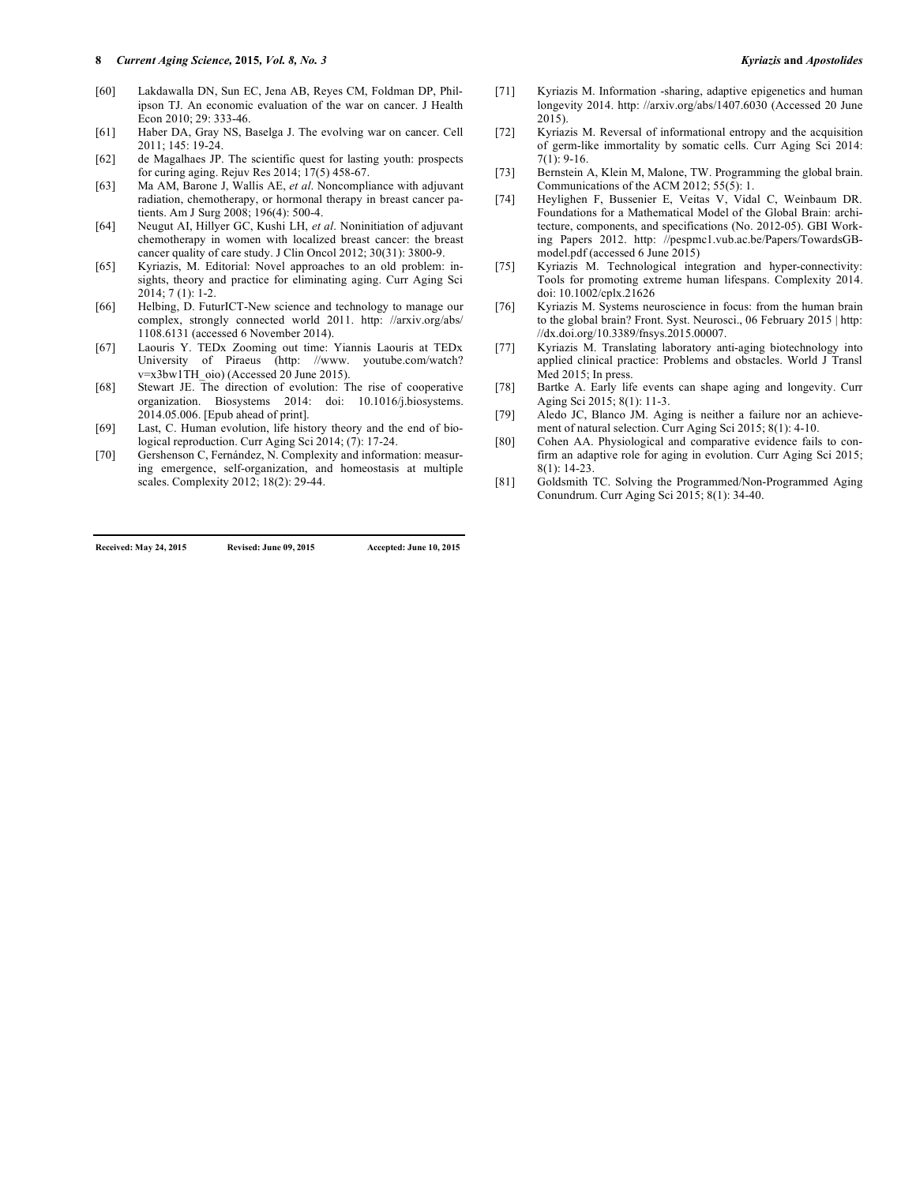[60] Lakdawalla DN, Sun EC, Jena AB, Reyes CM, Foldman DP, Philipson TJ. An economic evaluation of the war on cancer. J Health Econ 2010; 29: 333-46.

[61] Haber DA, Gray NS, Baselga J. The evolving war on cancer. Cell 2011; 145: 19-24.

[62] de Magalhaes JP. The scientific quest for lasting youth: prospects for curing aging. Rejuv Res 2014; 17(5) 458-67.

[63] Ma AM, Barone J, Wallis AE, *et al*. Noncompliance with adjuvant radiation, chemotherapy, or hormonal therapy in breast cancer patients. Am J Surg 2008; 196(4): 500-4.

[64] Neugut AI, Hillyer GC, Kushi LH, *et al*. Noninitiation of adjuvant chemotherapy in women with localized breast cancer: the breast cancer quality of care study. J Clin Oncol 2012; 30(31): 3800-9.

[65] Kyriazis, M. Editorial: Novel approaches to an old problem: insights, theory and practice for eliminating aging. Curr Aging Sci 2014; 7 (1): 1-2.

[66] Helbing, D. FuturICT-New science and technology to manage our complex, strongly connected world 2011. http: //arxiv.org/abs/1108.6131 (accessed 6 November 2014).

[67] Laouris Y. TEDx Zooming out time: Yiannis Laouris at TEDx University of Piraeus (http: //www. youtube.com/watch?v=x3bw1TH_oio) (Accessed 20 June 2015).

[68] Stewart JE. The direction of evolution: The rise of cooperative organization. Biosystems 2014: doi: 10.1016/j.biosystems.2014.05.006. [Epub ahead of print].

[69] Last, C. Human evolution, life history theory and the end of biological reproduction. Curr Aging Sci 2014; (7): 17-24.

[70] Gershenson C, Fernández, N. Complexity and information: measuring emergence, self-organization, and homeostasis at multiple scales. Complexity 2012; 18(2): 29-44.

[71] Kyriazis M. Information -sharing, adaptive epigenetics and human longevity 2014. http: //arxiv.org/abs/1407.6030 (Accessed 20 June 2015).

[72] Kyriazis M. Reversal of informational entropy and the acquisition of germ-like immortality by somatic cells. Curr Aging Sci 2014: 7(1): 9-16.

[73] Bernstein A, Klein M, Malone, TW. Programming the global brain. Communications of the ACM 2012; 55(5): 1.

[74] Heylighen F, Bussenier E, Veitas V, Vidal C, Weinbaum DR. Foundations for a Mathematical Model of the Global Brain: architecture, components, and specifications (No. 2012-05). GBI Working Papers 2012. http: //pespmc1.vub.ac.be/Papers/TowardsGB-model.pdf (accessed 6 June 2015)

[75] Kyriazis M. Technological integration and hyper-connectivity: Tools for promoting extreme human lifespans. Complexity 2014. doi: 10.1002/cplx.21626

[76] Kyriazis M. Systems neuroscience in focus: from the human brain to the global brain? Front. Syst. Neurosci., 06 February 2015 | http: //dx.doi.org/10.3389/fnsys.2015.00007.

[77] Kyriazis M. Translating laboratory anti-aging biotechnology into applied clinical practice: Problems and obstacles. World J Transl Med 2015; In press.

[78] Bartke A. Early life events can shape aging and longevity. Curr Aging Sci 2015; 8(1): 11-3.

[79] Aledo JC, Blanco JM. Aging is neither a failure nor an achievement of natural selection. Curr Aging Sci 2015; 8(1): 4-10.

[80] Cohen AA. Physiological and comparative evidence fails to confirm an adaptive role for aging in evolution. Curr Aging Sci 2015; 8(1): 14-23.

[81] Goldsmith TC. Solving the Programmed/Non-Programmed Aging Conundrum. Curr Aging Sci 2015; 8(1): 34-40.

**Received: May 24, 2015 Revised: June 09, 2015 Accepted: June 10, 2015**